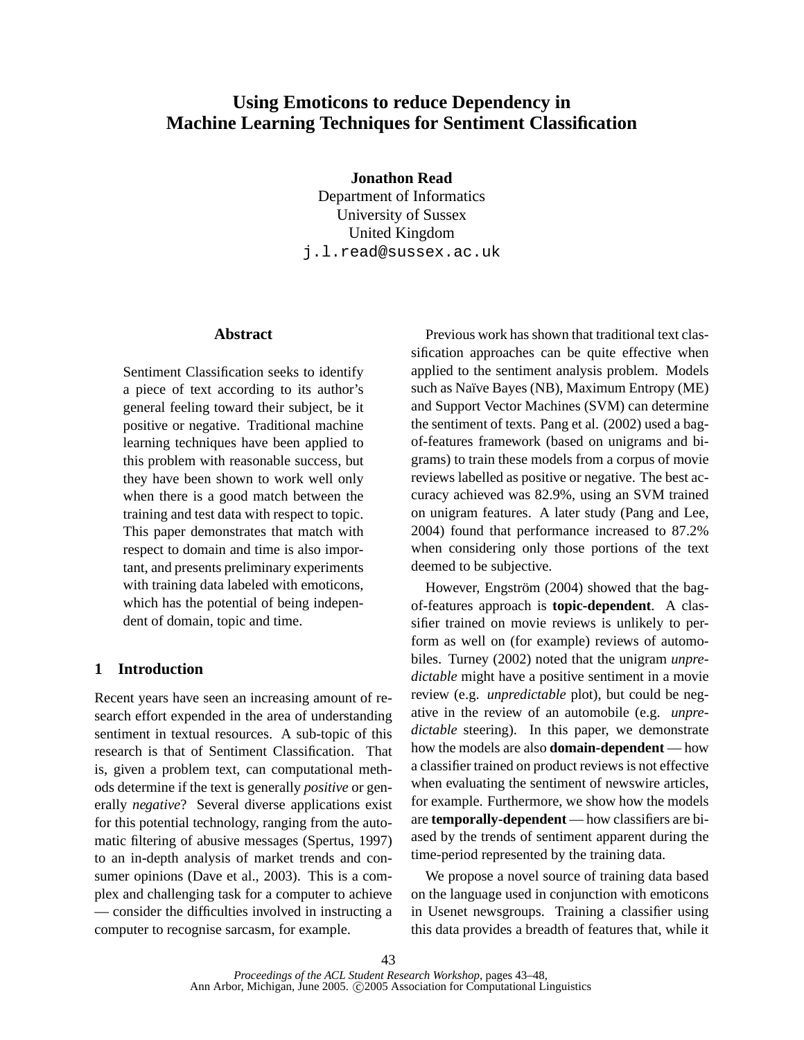# Using Emoticons to reduce Dependency in Machine Learning Techniques for Sentiment Classification

**Jonathon Read**
Department of Informatics
University of Sussex
United Kingdom
j.l.read@sussex.ac.uk

## Abstract

Sentiment Classification seeks to identify a piece of text according to its author's general feeling toward their subject, be it positive or negative. Traditional machine learning techniques have been applied to this problem with reasonable success, but they have been shown to work well only when there is a good match between the training and test data with respect to topic. This paper demonstrates that match with respect to domain and time is also important, and presents preliminary experiments with training data labeled with emoticons, which has the potential of being independent of domain, topic and time.

## 1 Introduction

Recent years have seen an increasing amount of research effort expended in the area of understanding sentiment in textual resources. A sub-topic of this research is that of Sentiment Classification. That is, given a problem text, can computational methods determine if the text is generally *positive* or generally *negative*? Several diverse applications exist for this potential technology, ranging from the automatic filtering of abusive messages (Spertus, 1997) to an in-depth analysis of market trends and consumer opinions (Dave et al., 2003). This is a complex and challenging task for a computer to achieve — consider the difficulties involved in instructing a computer to recognise sarcasm, for example.

Previous work has shown that traditional text classification approaches can be quite effective when applied to the sentiment analysis problem. Models such as Naïve Bayes (NB), Maximum Entropy (ME) and Support Vector Machines (SVM) can determine the sentiment of texts. Pang et al. (2002) used a bag-of-features framework (based on unigrams and bigrams) to train these models from a corpus of movie reviews labelled as positive or negative. The best accuracy achieved was 82.9%, using an SVM trained on unigram features. A later study (Pang and Lee, 2004) found that performance increased to 87.2% when considering only those portions of the text deemed to be subjective.

However, Engström (2004) showed that the bag-of-features approach is **topic-dependent**. A classifier trained on movie reviews is unlikely to perform as well on (for example) reviews of automobiles. Turney (2002) noted that the unigram *unpredictable* might have a positive sentiment in a movie review (e.g. *unpredictable* plot), but could be negative in the review of an automobile (e.g. *unpredictable* steering). In this paper, we demonstrate how the models are also **domain-dependent** — how a classifier trained on product reviews is not effective when evaluating the sentiment of newswire articles, for example. Furthermore, we show how the models are **temporally-dependent** — how classifiers are biased by the trends of sentiment apparent during the time-period represented by the training data.

We propose a novel source of training data based on the language used in conjunction with emoticons in Usenet newsgroups. Training a classifier using this data provides a breadth of features that, while it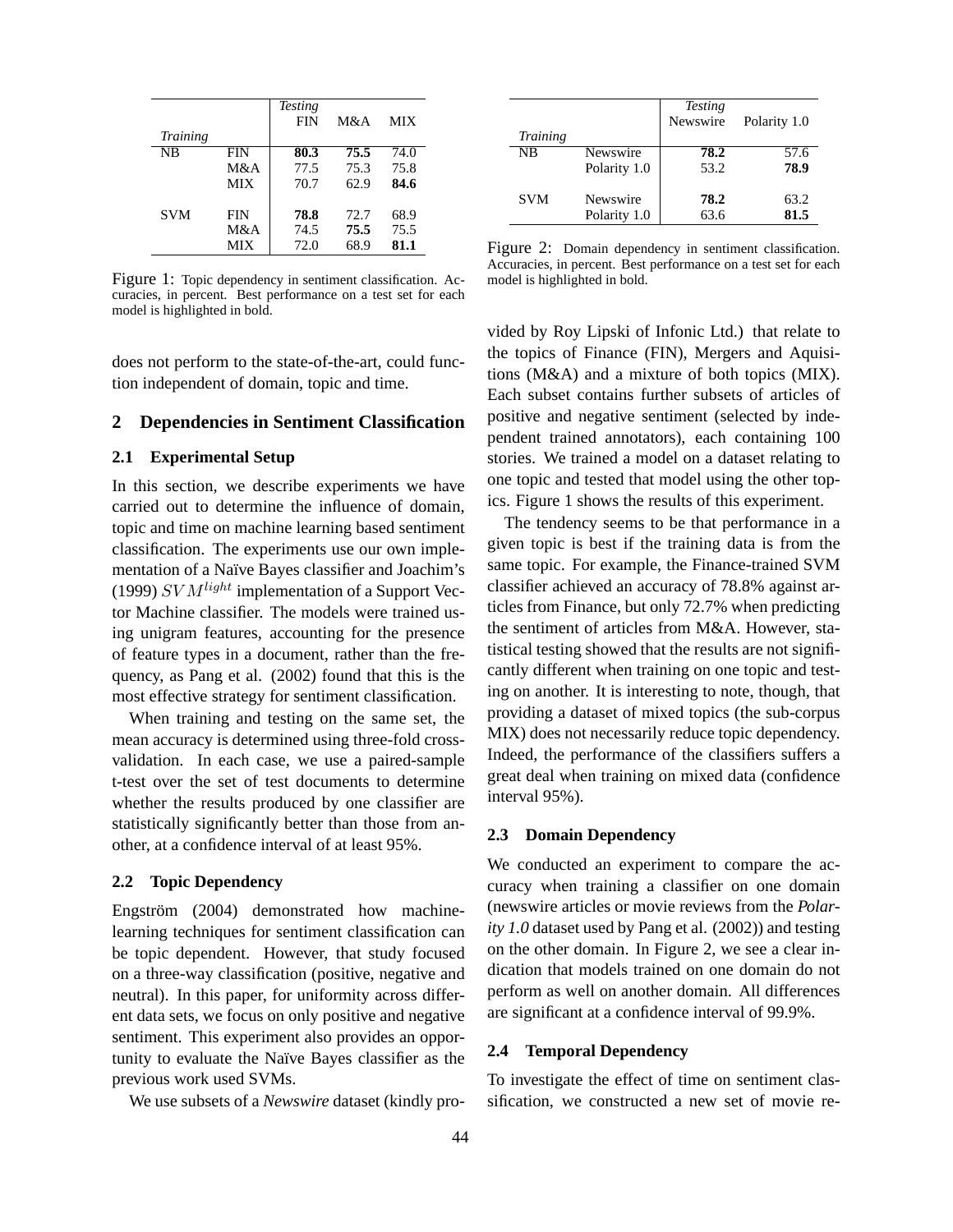| Training | | Testing FIN | M&A | MIX |
|---|---|---|---|---|
| NB | FIN | **80.3** | **75.5** | 74.0 |
| | M&A | 77.5 | 75.3 | 75.8 |
| | MIX | 70.7 | 62.9 | **84.6** |
| SVM | FIN | **78.8** | 72.7 | 68.9 |
| | M&A | 74.5 | **75.5** | 75.5 |
| | MIX | 72.0 | 68.9 | **81.1** |

Figure 1: Topic dependency in sentiment classification. Accuracies, in percent. Best performance on a test set for each model is highlighted in bold.

does not perform to the state-of-the-art, could function independent of domain, topic and time.

## 2 Dependencies in Sentiment Classification

### 2.1 Experimental Setup

In this section, we describe experiments we have carried out to determine the influence of domain, topic and time on machine learning based sentiment classification. The experiments use our own implementation of a Naïve Bayes classifier and Joachim's (1999) $SVM^{light}$ implementation of a Support Vector Machine classifier. The models were trained using unigram features, accounting for the presence of feature types in a document, rather than the frequency, as Pang et al. (2002) found that this is the most effective strategy for sentiment classification.

When training and testing on the same set, the mean accuracy is determined using three-fold cross-validation. In each case, we use a paired-sample t-test over the set of test documents to determine whether the results produced by one classifier are statistically significantly better than those from another, at a confidence interval of at least 95%.

### 2.2 Topic Dependency

Engström (2004) demonstrated how machine-learning techniques for sentiment classification can be topic dependent. However, that study focused on a three-way classification (positive, negative and neutral). In this paper, for uniformity across different data sets, we focus on only positive and negative sentiment. This experiment also provides an opportunity to evaluate the Naïve Bayes classifier as the previous work used SVMs.

We use subsets of a *Newswire* dataset (kindly provided by Roy Lipski of Infonic Ltd.) that relate to the topics of Finance (FIN), Mergers and Aquisitions (M&A) and a mixture of both topics (MIX). Each subset contains further subsets of articles of positive and negative sentiment (selected by independent trained annotators), each containing 100 stories. We trained a model on a dataset relating to one topic and tested that model using the other topics. Figure 1 shows the results of this experiment.

The tendency seems to be that performance in a given topic is best if the training data is from the same topic. For example, the Finance-trained SVM classifier achieved an accuracy of 78.8% against articles from Finance, but only 72.7% when predicting the sentiment of articles from M&A. However, statistical testing showed that the results are not significantly different when training on one topic and testing on another. It is interesting to note, though, that providing a dataset of mixed topics (the sub-corpus MIX) does not necessarily reduce topic dependency. Indeed, the performance of the classifiers suffers a great deal when training on mixed data (confidence interval 95%).

| Training | | Testing Newswire | Polarity 1.0 |
|---|---|---|---|
| NB | Newswire | **78.2** | 57.6 |
| | Polarity 1.0 | 53.2 | **78.9** |
| SVM | Newswire | **78.2** | 63.2 |
| | Polarity 1.0 | 63.6 | **81.5** |

Figure 2: Domain dependency in sentiment classification. Accuracies, in percent. Best performance on a test set for each model is highlighted in bold.

### 2.3 Domain Dependency

We conducted an experiment to compare the accuracy when training a classifier on one domain (newswire articles or movie reviews from the *Polarity 1.0* dataset used by Pang et al. (2002)) and testing on the other domain. In Figure 2, we see a clear indication that models trained on one domain do not perform as well on another domain. All differences are significant at a confidence interval of 99.9%.

### 2.4 Temporal Dependency

To investigate the effect of time on sentiment classification, we constructed a new set of movie re-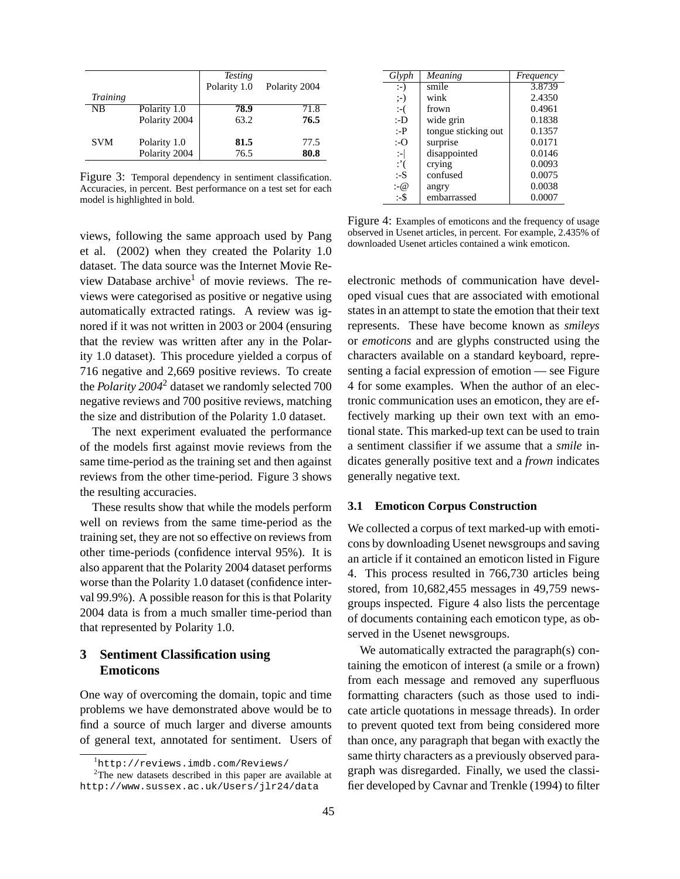| | | *Testing* | |
|---|---|---|---|
| | | Polarity 1.0 | Polarity 2004 |
| *Training* | | | |
| NB | Polarity 1.0 | **78.9** | 71.8 |
| | Polarity 2004 | 63.2 | **76.5** |
| SVM | Polarity 1.0 | **81.5** | 77.5 |
| | Polarity 2004 | 76.5 | **80.8** |

Figure 3: Temporal dependency in sentiment classification. Accuracies, in percent. Best performance on a test set for each model is highlighted in bold.

views, following the same approach used by Pang et al. (2002) when they created the Polarity 1.0 dataset. The data source was the Internet Movie Review Database archive[1] of movie reviews. The reviews were categorised as positive or negative using automatically extracted ratings. A review was ignored if it was not written in 2003 or 2004 (ensuring that the review was written after any in the Polarity 1.0 dataset). This procedure yielded a corpus of 716 negative and 2,669 positive reviews. To create the *Polarity 2004*[2] dataset we randomly selected 700 negative reviews and 700 positive reviews, matching the size and distribution of the Polarity 1.0 dataset.

The next experiment evaluated the performance of the models first against movie reviews from the same time-period as the training set and then against reviews from the other time-period. Figure 3 shows the resulting accuracies.

These results show that while the models perform well on reviews from the same time-period as the training set, they are not so effective on reviews from other time-periods (confidence interval 95%). It is also apparent that the Polarity 2004 dataset performs worse than the Polarity 1.0 dataset (confidence interval 99.9%). A possible reason for this is that Polarity 2004 data is from a much smaller time-period than that represented by Polarity 1.0.

## 3 Sentiment Classification using Emoticons

One way of overcoming the domain, topic and time problems we have demonstrated above would be to find a source of much larger and diverse amounts of general text, annotated for sentiment. Users of electronic methods of communication have developed visual cues that are associated with emotional states in an attempt to state the emotion that their text represents. These have become known as *smileys* or *emoticons* and are glyphs constructed using the characters available on a standard keyboard, representing a facial expression of emotion — see Figure 4 for some examples. When the author of an electronic communication uses an emoticon, they are effectively marking up their own text with an emotional state. This marked-up text can be used to train a sentiment classifier if we assume that a *smile* indicates generally positive text and a *frown* indicates generally negative text.

| *Glyph* | *Meaning* | *Frequency* |
|---|---|---|
| :-) | smile | 3.8739 |
| ;-) | wink | 2.4350 |
| :-( | frown | 0.4961 |
| :-D | wide grin | 0.1838 |
| :-P | tongue sticking out | 0.1357 |
| :-O | surprise | 0.0171 |
| :-\| | disappointed | 0.0146 |
| :'( | crying | 0.0093 |
| :-S | confused | 0.0075 |
| :-@ | angry | 0.0038 |
| :-$ | embarrassed | 0.0007 |

Figure 4: Examples of emoticons and the frequency of usage observed in Usenet articles, in percent. For example, 2.435% of downloaded Usenet articles contained a wink emoticon.

### 3.1 Emoticon Corpus Construction

We collected a corpus of text marked-up with emoticons by downloading Usenet newsgroups and saving an article if it contained an emoticon listed in Figure 4. This process resulted in 766,730 articles being stored, from 10,682,455 messages in 49,759 newsgroups inspected. Figure 4 also lists the percentage of documents containing each emoticon type, as observed in the Usenet newsgroups.

We automatically extracted the paragraph(s) containing the emoticon of interest (a smile or a frown) from each message and removed any superfluous formatting characters (such as those used to indicate article quotations in message threads). In order to prevent quoted text from being considered more than once, any paragraph that began with exactly the same thirty characters as a previously observed paragraph was disregarded. Finally, we used the classifier developed by Cavnar and Trenkle (1994) to filter

[1] http://reviews.imdb.com/Reviews/

[2] The new datasets described in this paper are available at http://www.sussex.ac.uk/Users/jlr24/data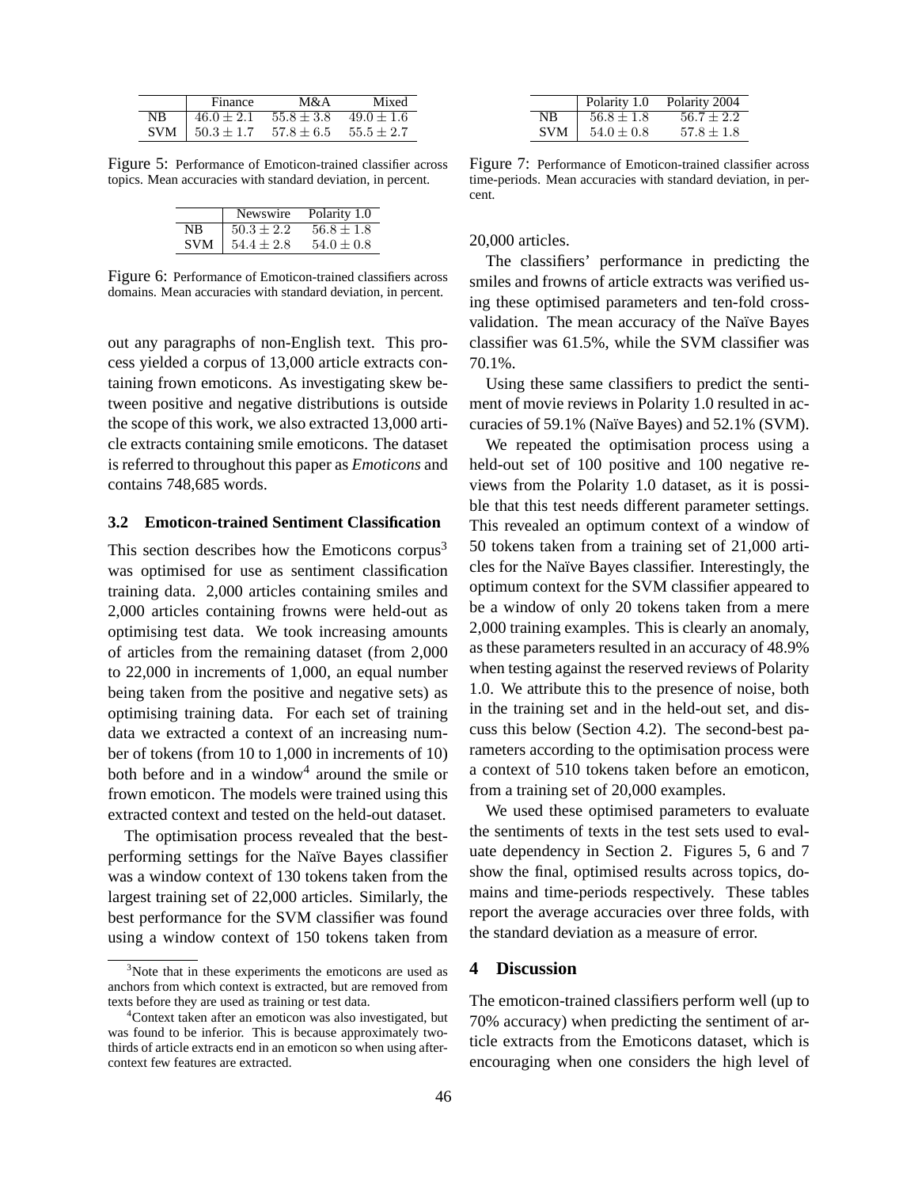|  | Finance | M&A | Mixed |
|---|---|---|---|
| NB | $46.0 \pm 2.1$ | $55.8 \pm 3.8$ | $49.0 \pm 1.6$ |
| SVM | $50.3 \pm 1.7$ | $57.8 \pm 6.5$ | $55.5 \pm 2.7$ |

Figure 5: Performance of Emoticon-trained classifier across topics. Mean accuracies with standard deviation, in percent.

|  | Newswire | Polarity 1.0 |
|---|---|---|
| NB | $50.3 \pm 2.2$ | $56.8 \pm 1.8$ |
| SVM | $54.4 \pm 2.8$ | $54.0 \pm 0.8$ |

Figure 6: Performance of Emoticon-trained classifiers across domains. Mean accuracies with standard deviation, in percent.

out any paragraphs of non-English text. This process yielded a corpus of 13,000 article extracts containing frown emoticons. As investigating skew between positive and negative distributions is outside the scope of this work, we also extracted 13,000 article extracts containing smile emoticons. The dataset is referred to throughout this paper as *Emoticons* and contains 748,685 words.

### 3.2 Emoticon-trained Sentiment Classification

This section describes how the Emoticons corpus[3] was optimised for use as sentiment classification training data. 2,000 articles containing smiles and 2,000 articles containing frowns were held-out as optimising test data. We took increasing amounts of articles from the remaining dataset (from 2,000 to 22,000 in increments of 1,000, an equal number being taken from the positive and negative sets) as optimising training data. For each set of training data we extracted a context of an increasing number of tokens (from 10 to 1,000 in increments of 10) both before and in a window[4] around the smile or frown emoticon. The models were trained using this extracted context and tested on the held-out dataset.

The optimisation process revealed that the best-performing settings for the Naïve Bayes classifier was a window context of 130 tokens taken from the largest training set of 22,000 articles. Similarly, the best performance for the SVM classifier was found using a window context of 150 tokens taken from 20,000 articles.

The classifiers' performance in predicting the smiles and frowns of article extracts was verified using these optimised parameters and ten-fold cross-validation. The mean accuracy of the Naïve Bayes classifier was 61.5%, while the SVM classifier was 70.1%.

Using these same classifiers to predict the sentiment of movie reviews in Polarity 1.0 resulted in accuracies of 59.1% (Naïve Bayes) and 52.1% (SVM).

We repeated the optimisation process using a held-out set of 100 positive and 100 negative reviews from the Polarity 1.0 dataset, as it is possible that this test needs different parameter settings. This revealed an optimum context of a window of 50 tokens taken from a training set of 21,000 articles for the Naïve Bayes classifier. Interestingly, the optimum context for the SVM classifier appeared to be a window of only 20 tokens taken from a mere 2,000 training examples. This is clearly an anomaly, as these parameters resulted in an accuracy of 48.9% when testing against the reserved reviews of Polarity 1.0. We attribute this to the presence of noise, both in the training set and in the held-out set, and discuss this below (Section 4.2). The second-best parameters according to the optimisation process were a context of 510 tokens taken before an emoticon, from a training set of 20,000 examples.

We used these optimised parameters to evaluate the sentiments of texts in the test sets used to evaluate dependency in Section 2. Figures 5, 6 and 7 show the final, optimised results across topics, domains and time-periods respectively. These tables report the average accuracies over three folds, with the standard deviation as a measure of error.

|  | Polarity 1.0 | Polarity 2004 |
|---|---|---|
| NB | $56.8 \pm 1.8$ | $56.7 \pm 2.2$ |
| SVM | $54.0 \pm 0.8$ | $57.8 \pm 1.8$ |

Figure 7: Performance of Emoticon-trained classifier across time-periods. Mean accuracies with standard deviation, in percent.

## 4 Discussion

The emoticon-trained classifiers perform well (up to 70% accuracy) when predicting the sentiment of article extracts from the Emoticons dataset, which is encouraging when one considers the high level of

[3] Note that in these experiments the emoticons are used as anchors from which context is extracted, but are removed from texts before they are used as training or test data.

[4] Context taken after an emoticon was also investigated, but was found to be inferior. This is because approximately two-thirds of article extracts end in an emoticon so when using after-context few features are extracted.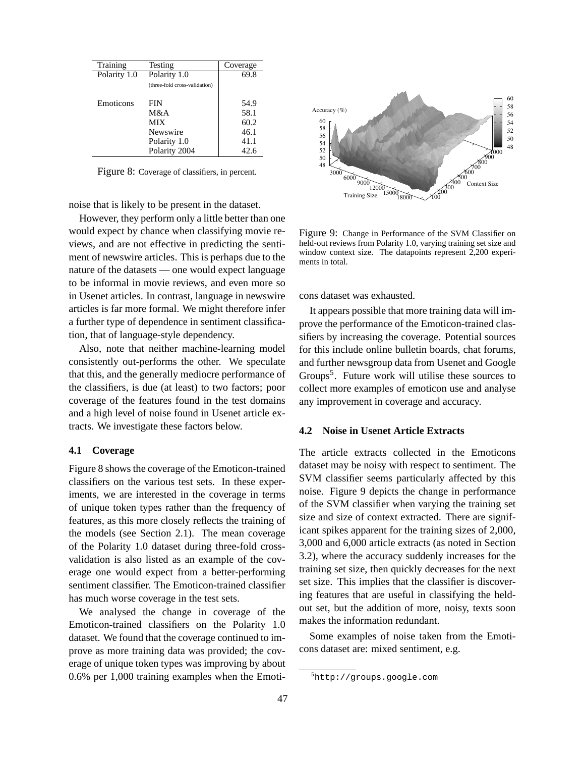| Training | Testing | Coverage |
|---|---|---|
| Polarity 1.0 | Polarity 1.0 (three-fold cross-validation) | 69.8 |
| Emoticons | FIN | 54.9 |
| | M&A | 58.1 |
| | MIX | 60.2 |
| | Newswire | 46.1 |
| | Polarity 1.0 | 41.1 |
| | Polarity 2004 | 42.6 |

Figure 8: Coverage of classifiers, in percent.

noise that is likely to be present in the dataset.

However, they perform only a little better than one would expect by chance when classifying movie reviews, and are not effective in predicting the sentiment of newswire articles. This is perhaps due to the nature of the datasets — one would expect language to be informal in movie reviews, and even more so in Usenet articles. In contrast, language in newswire articles is far more formal. We might therefore infer a further type of dependence in sentiment classification, that of language-style dependency.

Also, note that neither machine-learning model consistently out-performs the other. We speculate that this, and the generally mediocre performance of the classifiers, is due (at least) to two factors; poor coverage of the features found in the test domains and a high level of noise found in Usenet article extracts. We investigate these factors below.

### 4.1 Coverage

Figure 8 shows the coverage of the Emoticon-trained classifiers on the various test sets. In these experiments, we are interested in the coverage in terms of unique token types rather than the frequency of features, as this more closely reflects the training of the models (see Section 2.1). The mean coverage of the Polarity 1.0 dataset during three-fold cross-validation is also listed as an example of the coverage one would expect from a better-performing sentiment classifier. The Emoticon-trained classifier has much worse coverage in the test sets.

We analysed the change in coverage of the Emoticon-trained classifiers on the Polarity 1.0 dataset. We found that the coverage continued to improve as more training data was provided; the coverage of unique token types was improving by about 0.6% per 1,000 training examples when the Emoticons dataset was exhausted.

Figure 9: Change in Performance of the SVM Classifier on held-out reviews from Polarity 1.0, varying training set size and window context size. The datapoints represent 2,200 experiments in total.

It appears possible that more training data will improve the performance of the Emoticon-trained classifiers by increasing the coverage. Potential sources for this include online bulletin boards, chat forums, and further newsgroup data from Usenet and Google Groups[5]. Future work will utilise these sources to collect more examples of emoticon use and analyse any improvement in coverage and accuracy.

### 4.2 Noise in Usenet Article Extracts

The article extracts collected in the Emoticons dataset may be noisy with respect to sentiment. The SVM classifier seems particularly affected by this noise. Figure 9 depicts the change in performance of the SVM classifier when varying the training set size and size of context extracted. There are significant spikes apparent for the training sizes of 2,000, 3,000 and 6,000 article extracts (as noted in Section 3.2), where the accuracy suddenly increases for the training set size, then quickly decreases for the next set size. This implies that the classifier is discovering features that are useful in classifying the held-out set, but the addition of more, noisy, texts soon makes the information redundant.

Some examples of noise taken from the Emoticons dataset are: mixed sentiment, e.g.

[5] `http://groups.google.com`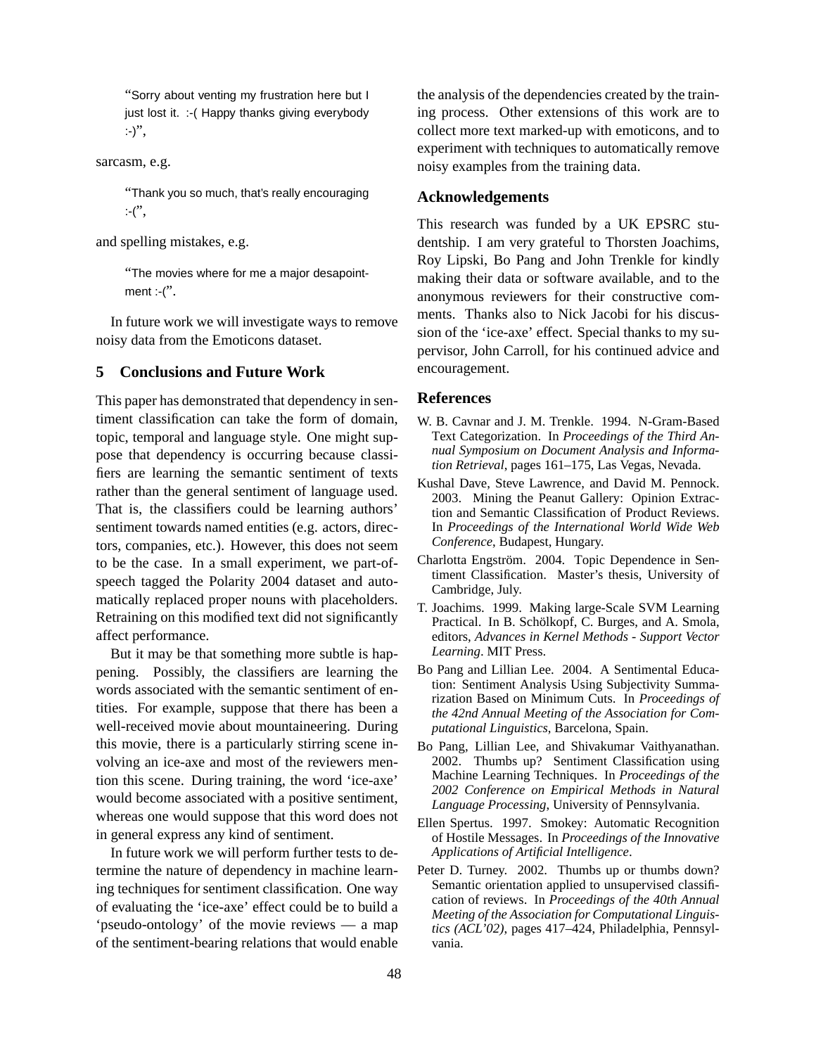"Sorry about venting my frustration here but I just lost it. :-( Happy thanks giving everybody :-)",

sarcasm, e.g.

"Thank you so much, that's really encouraging :-(",

and spelling mistakes, e.g.

"The movies where for me a major desapointment :-(".

In future work we will investigate ways to remove noisy data from the Emoticons dataset.

## 5 Conclusions and Future Work

This paper has demonstrated that dependency in sentiment classification can take the form of domain, topic, temporal and language style. One might suppose that dependency is occurring because classifiers are learning the semantic sentiment of texts rather than the general sentiment of language used. That is, the classifiers could be learning authors' sentiment towards named entities (e.g. actors, directors, companies, etc.). However, this does not seem to be the case. In a small experiment, we part-of-speech tagged the Polarity 2004 dataset and automatically replaced proper nouns with placeholders. Retraining on this modified text did not significantly affect performance.

But it may be that something more subtle is happening. Possibly, the classifiers are learning the words associated with the semantic sentiment of entities. For example, suppose that there has been a well-received movie about mountaineering. During this movie, there is a particularly stirring scene involving an ice-axe and most of the reviewers mention this scene. During training, the word 'ice-axe' would become associated with a positive sentiment, whereas one would suppose that this word does not in general express any kind of sentiment.

In future work we will perform further tests to determine the nature of dependency in machine learning techniques for sentiment classification. One way of evaluating the 'ice-axe' effect could be to build a 'pseudo-ontology' of the movie reviews — a map of the sentiment-bearing relations that would enable the analysis of the dependencies created by the training process. Other extensions of this work are to collect more text marked-up with emoticons, and to experiment with techniques to automatically remove noisy examples from the training data.

## Acknowledgements

This research was funded by a UK EPSRC studentship. I am very grateful to Thorsten Joachims, Roy Lipski, Bo Pang and John Trenkle for kindly making their data or software available, and to the anonymous reviewers for their constructive comments. Thanks also to Nick Jacobi for his discussion of the 'ice-axe' effect. Special thanks to my supervisor, John Carroll, for his continued advice and encouragement.

## References

W. B. Cavnar and J. M. Trenkle. 1994. N-Gram-Based Text Categorization. In *Proceedings of the Third Annual Symposium on Document Analysis and Information Retrieval*, pages 161–175, Las Vegas, Nevada.

Kushal Dave, Steve Lawrence, and David M. Pennock. 2003. Mining the Peanut Gallery: Opinion Extraction and Semantic Classification of Product Reviews. In *Proceedings of the International World Wide Web Conference*, Budapest, Hungary.

Charlotta Engström. 2004. Topic Dependence in Sentiment Classification. Master's thesis, University of Cambridge, July.

T. Joachims. 1999. Making large-Scale SVM Learning Practical. In B. Schölkopf, C. Burges, and A. Smola, editors, *Advances in Kernel Methods - Support Vector Learning*. MIT Press.

Bo Pang and Lillian Lee. 2004. A Sentimental Education: Sentiment Analysis Using Subjectivity Summarization Based on Minimum Cuts. In *Proceedings of the 42nd Annual Meeting of the Association for Computational Linguistics*, Barcelona, Spain.

Bo Pang, Lillian Lee, and Shivakumar Vaithyanathan. 2002. Thumbs up? Sentiment Classification using Machine Learning Techniques. In *Proceedings of the 2002 Conference on Empirical Methods in Natural Language Processing*, University of Pennsylvania.

Ellen Spertus. 1997. Smokey: Automatic Recognition of Hostile Messages. In *Proceedings of the Innovative Applications of Artificial Intelligence*.

Peter D. Turney. 2002. Thumbs up or thumbs down? Semantic orientation applied to unsupervised classification of reviews. In *Proceedings of the 40th Annual Meeting of the Association for Computational Linguistics (ACL'02)*, pages 417–424, Philadelphia, Pennsylvania.